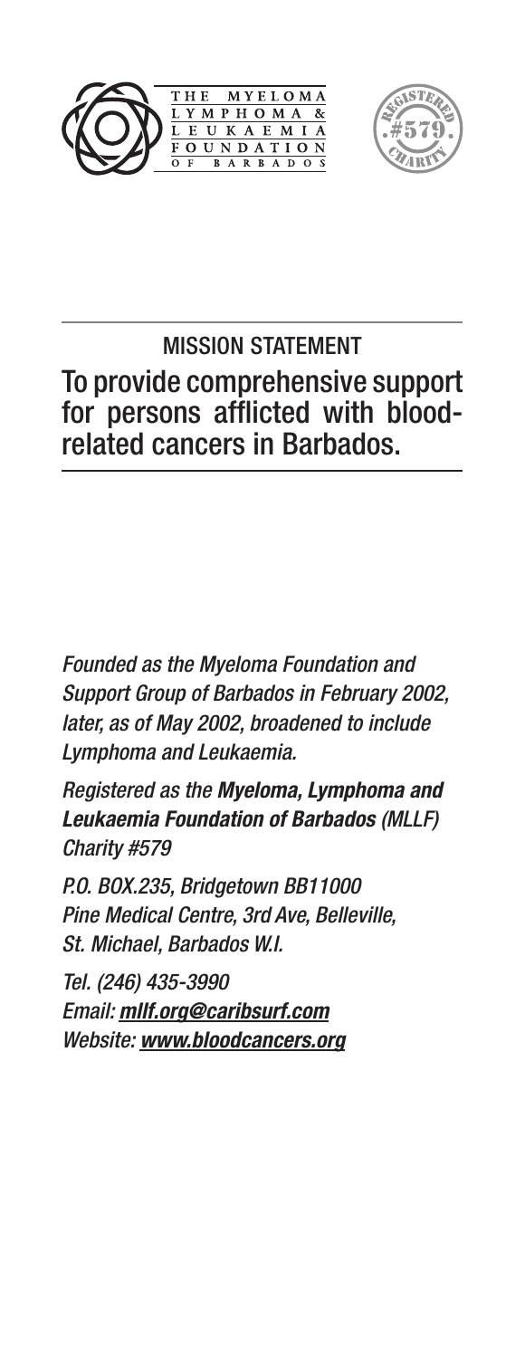THE MYELOMA LYMPHOMA & LEUKAEMIA FOUNDATION OF BARBADOS

REGISTERED #579 CHARITY

## MISSION STATEMENT

## To provide comprehensive support for persons afflicted with blood-related cancers in Barbados.

*Founded as the Myeloma Foundation and Support Group of Barbados in February 2002, later, as of May 2002, broadened to include Lymphoma and Leukaemia.*

*Registered as the **Myeloma, Lymphoma and Leukaemia Foundation of Barbados** (MLLF) Charity #579*

*P.O. BOX.235, Bridgetown BB11000*
*Pine Medical Centre, 3rd Ave, Belleville,*
*St. Michael, Barbados W.I.*

*Tel. (246) 435-3990*
*Email: **mllf.org@caribsurf.com***
*Website: **www.bloodcancers.org***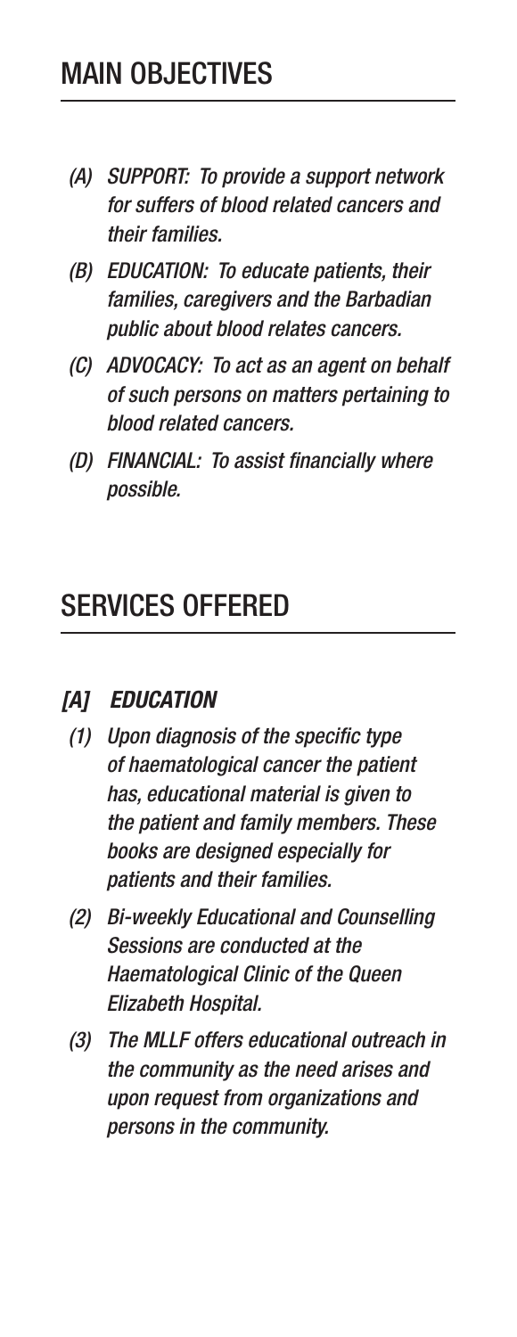## MAIN OBJECTIVES

- *(A) SUPPORT: To provide a support network for suffers of blood related cancers and their families.*
- *(B) EDUCATION: To educate patients, their families, caregivers and the Barbadian public about blood relates cancers.*
- *(C) ADVOCACY: To act as an agent on behalf of such persons on matters pertaining to blood related cancers.*
- *(D) FINANCIAL: To assist financially where possible.*

## SERVICES OFFERED

### *[A] EDUCATION*

1. *Upon diagnosis of the specific type of haematological cancer the patient has, educational material is given to the patient and family members. These books are designed especially for patients and their families.*
2. *Bi-weekly Educational and Counselling Sessions are conducted at the Haematological Clinic of the Queen Elizabeth Hospital.*
3. *The MLLF offers educational outreach in the community as the need arises and upon request from organizations and persons in the community.*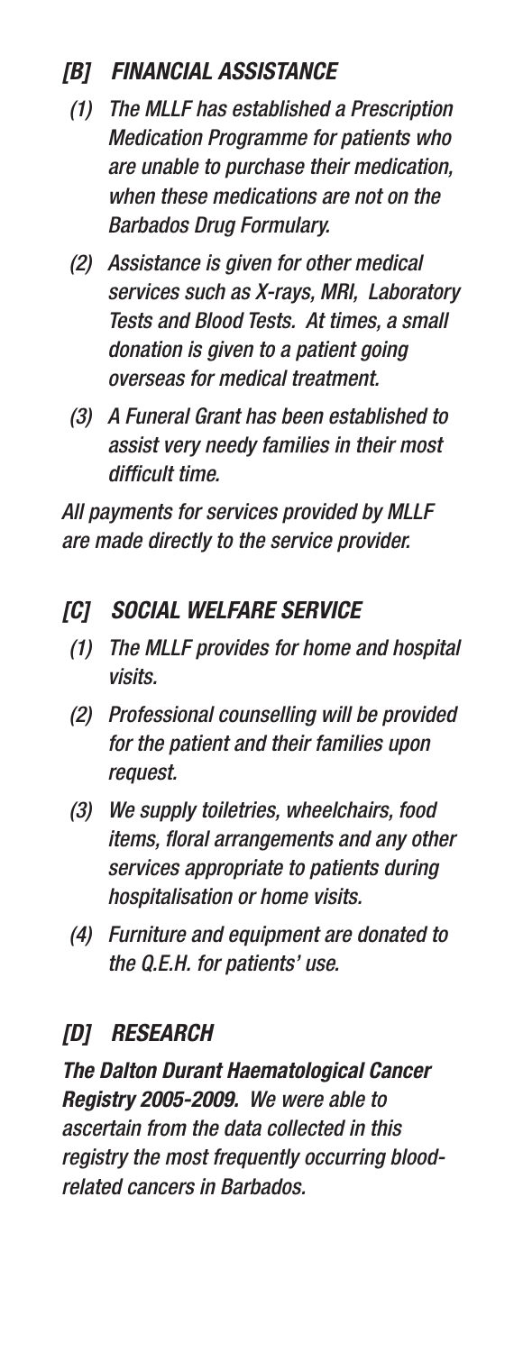## *[B] FINANCIAL ASSISTANCE*

1. *The MLLF has established a Prescription Medication Programme for patients who are unable to purchase their medication, when these medications are not on the Barbados Drug Formulary.*
2. *Assistance is given for other medical services such as X-rays, MRI, Laboratory Tests and Blood Tests. At times, a small donation is given to a patient going overseas for medical treatment.*
3. *A Funeral Grant has been established to assist very needy families in their most difficult time.*

*All payments for services provided by MLLF are made directly to the service provider.*

## *[C] SOCIAL WELFARE SERVICE*

1. *The MLLF provides for home and hospital visits.*
2. *Professional counselling will be provided for the patient and their families upon request.*
3. *We supply toiletries, wheelchairs, food items, floral arrangements and any other services appropriate to patients during hospitalisation or home visits.*
4. *Furniture and equipment are donated to the Q.E.H. for patients' use.*

## *[D] RESEARCH*

***The Dalton Durant Haematological Cancer Registry 2005-2009.*** *We were able to ascertain from the data collected in this registry the most frequently occurring blood-related cancers in Barbados.*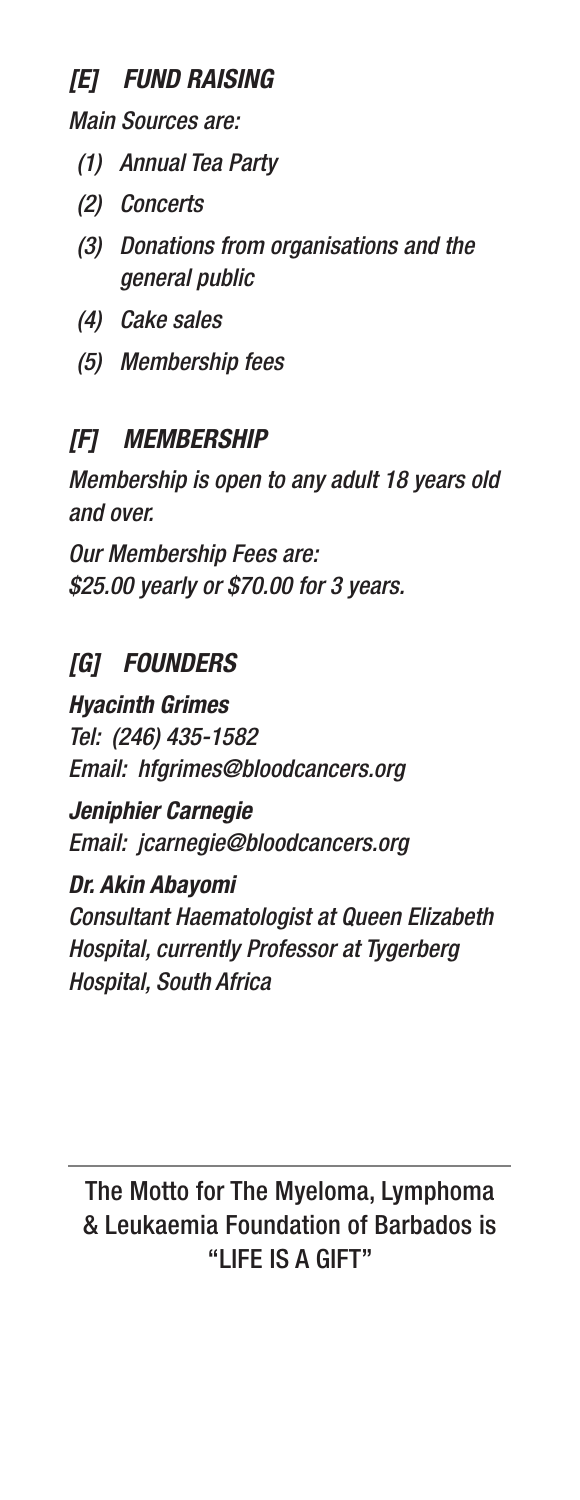## *[E] FUND RAISING*

*Main Sources are:*

1. *Annual Tea Party*
2. *Concerts*
3. *Donations from organisations and the general public*
4. *Cake sales*
5. *Membership fees*

## *[F] MEMBERSHIP*

*Membership is open to any adult 18 years old and over.*

*Our Membership Fees are:*
*$25.00 yearly or $70.00 for 3 years.*

## *[G] FOUNDERS*

***Hyacinth Grimes***
*Tel: (246) 435-1582*
*Email: hfgrimes@bloodcancers.org*

***Jeniphier Carnegie***
*Email: jcarnegie@bloodcancers.org*

***Dr. Akin Abayomi***
*Consultant Haematologist at Queen Elizabeth Hospital, currently Professor at Tygerberg Hospital, South Africa*

---

The Motto for The Myeloma, Lymphoma & Leukaemia Foundation of Barbados is "LIFE IS A GIFT"